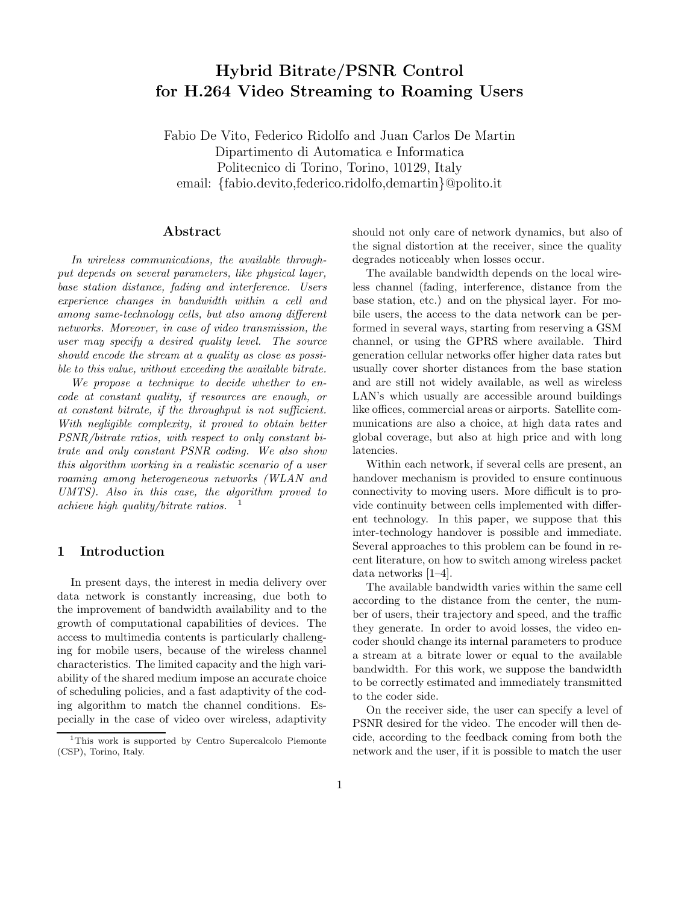# Hybrid Bitrate/PSNR Control for H.264 Video Streaming to Roaming Users

Fabio De Vito, Federico Ridolfo and Juan Carlos De Martin
Dipartimento di Automatica e Informatica
Politecnico di Torino, Torino, 10129, Italy
email: {fabio.devito,federico.ridolfo,demartin}@polito.it

## Abstract

*In wireless communications, the available throughput depends on several parameters, like physical layer, base station distance, fading and interference. Users experience changes in bandwidth within a cell and among same-technology cells, but also among different networks. Moreover, in case of video transmission, the user may specify a desired quality level. The source should encode the stream at a quality as close as possible to this value, without exceeding the available bitrate.*

*We propose a technique to decide whether to encode at constant quality, if resources are enough, or at constant bitrate, if the throughput is not sufficient. With negligible complexity, it proved to obtain better PSNR/bitrate ratios, with respect to only constant bitrate and only constant PSNR coding. We also show this algorithm working in a realistic scenario of a user roaming among heterogeneous networks (WLAN and UMTS). Also in this case, the algorithm proved to achieve high quality/bitrate ratios.* [1]

## 1 Introduction

In present days, the interest in media delivery over data network is constantly increasing, due both to the improvement of bandwidth availability and to the growth of computational capabilities of devices. The access to multimedia contents is particularly challenging for mobile users, because of the wireless channel characteristics. The limited capacity and the high variability of the shared medium impose an accurate choice of scheduling policies, and a fast adaptivity of the coding algorithm to match the channel conditions. Especially in the case of video over wireless, adaptivity should not only care of network dynamics, but also of the signal distortion at the receiver, since the quality degrades noticeably when losses occur.

The available bandwidth depends on the local wireless channel (fading, interference, distance from the base station, etc.) and on the physical layer. For mobile users, the access to the data network can be performed in several ways, starting from reserving a GSM channel, or using the GPRS where available. Third generation cellular networks offer higher data rates but usually cover shorter distances from the base station and are still not widely available, as well as wireless LAN's which usually are accessible around buildings like offices, commercial areas or airports. Satellite communications are also a choice, at high data rates and global coverage, but also at high price and with long latencies.

Within each network, if several cells are present, an handover mechanism is provided to ensure continuous connectivity to moving users. More difficult is to provide continuity between cells implemented with different technology. In this paper, we suppose that this inter-technology handover is possible and immediate. Several approaches to this problem can be found in recent literature, on how to switch among wireless packet data networks [1–4].

The available bandwidth varies within the same cell according to the distance from the center, the number of users, their trajectory and speed, and the traffic they generate. In order to avoid losses, the video encoder should change its internal parameters to produce a stream at a bitrate lower or equal to the available bandwidth. For this work, we suppose the bandwidth to be correctly estimated and immediately transmitted to the coder side.

On the receiver side, the user can specify a level of PSNR desired for the video. The encoder will then decide, according to the feedback coming from both the network and the user, if it is possible to match the user

[1] This work is supported by Centro Supercalcolo Piemonte (CSP), Torino, Italy.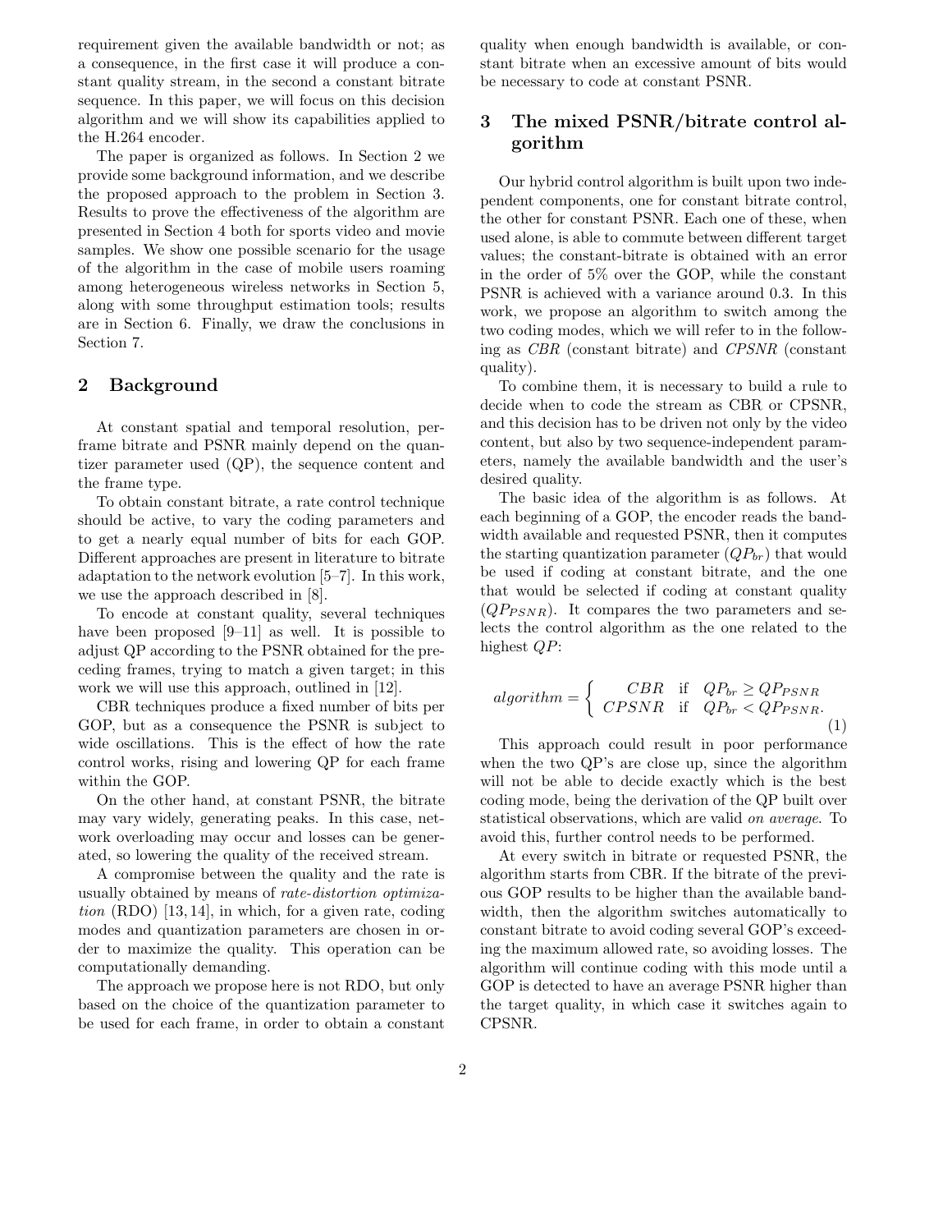requirement given the available bandwidth or not; as a consequence, in the first case it will produce a constant quality stream, in the second a constant bitrate sequence. In this paper, we will focus on this decision algorithm and we will show its capabilities applied to the H.264 encoder.

The paper is organized as follows. In Section 2 we provide some background information, and we describe the proposed approach to the problem in Section 3. Results to prove the effectiveness of the algorithm are presented in Section 4 both for sports video and movie samples. We show one possible scenario for the usage of the algorithm in the case of mobile users roaming among heterogeneous wireless networks in Section 5, along with some throughput estimation tools; results are in Section 6. Finally, we draw the conclusions in Section 7.

## 2 Background

At constant spatial and temporal resolution, per-frame bitrate and PSNR mainly depend on the quantizer parameter used (QP), the sequence content and the frame type.

To obtain constant bitrate, a rate control technique should be active, to vary the coding parameters and to get a nearly equal number of bits for each GOP. Different approaches are present in literature to bitrate adaptation to the network evolution [5–7]. In this work, we use the approach described in [8].

To encode at constant quality, several techniques have been proposed [9–11] as well. It is possible to adjust QP according to the PSNR obtained for the preceding frames, trying to match a given target; in this work we will use this approach, outlined in [12].

CBR techniques produce a fixed number of bits per GOP, but as a consequence the PSNR is subject to wide oscillations. This is the effect of how the rate control works, rising and lowering QP for each frame within the GOP.

On the other hand, at constant PSNR, the bitrate may vary widely, generating peaks. In this case, network overloading may occur and losses can be generated, so lowering the quality of the received stream.

A compromise between the quality and the rate is usually obtained by means of *rate-distortion optimization* (RDO) [13, 14], in which, for a given rate, coding modes and quantization parameters are chosen in order to maximize the quality. This operation can be computationally demanding.

The approach we propose here is not RDO, but only based on the choice of the quantization parameter to be used for each frame, in order to obtain a constant quality when enough bandwidth is available, or constant bitrate when an excessive amount of bits would be necessary to code at constant PSNR.

## 3 The mixed PSNR/bitrate control algorithm

Our hybrid control algorithm is built upon two independent components, one for constant bitrate control, the other for constant PSNR. Each one of these, when used alone, is able to commute between different target values; the constant-bitrate is obtained with an error in the order of 5% over the GOP, while the constant PSNR is achieved with a variance around 0.3. In this work, we propose an algorithm to switch among the two coding modes, which we will refer to in the following as *CBR* (constant bitrate) and *CPSNR* (constant quality).

To combine them, it is necessary to build a rule to decide when to code the stream as CBR or CPSNR, and this decision has to be driven not only by the video content, but also by two sequence-independent parameters, namely the available bandwidth and the user's desired quality.

The basic idea of the algorithm is as follows. At each beginning of a GOP, the encoder reads the bandwidth available and requested PSNR, then it computes the starting quantization parameter ($QP_{br}$) that would be used if coding at constant bitrate, and the one that would be selected if coding at constant quality ($QP_{PSNR}$). It compares the two parameters and selects the control algorithm as the one related to the highest $QP$:

$$algorithm = \begin{cases} CBR & \text{if} \quad QP_{br} \geq QP_{PSNR} \\ CPSNR & \text{if} \quad QP_{br} < QP_{PSNR}. \end{cases} \tag{1}$$

This approach could result in poor performance when the two QP's are close up, since the algorithm will not be able to decide exactly which is the best coding mode, being the derivation of the QP built over statistical observations, which are valid *on average*. To avoid this, further control needs to be performed.

At every switch in bitrate or requested PSNR, the algorithm starts from CBR. If the bitrate of the previous GOP results to be higher than the available bandwidth, then the algorithm switches automatically to constant bitrate to avoid coding several GOP's exceeding the maximum allowed rate, so avoiding losses. The algorithm will continue coding with this mode until a GOP is detected to have an average PSNR higher than the target quality, in which case it switches again to CPSNR.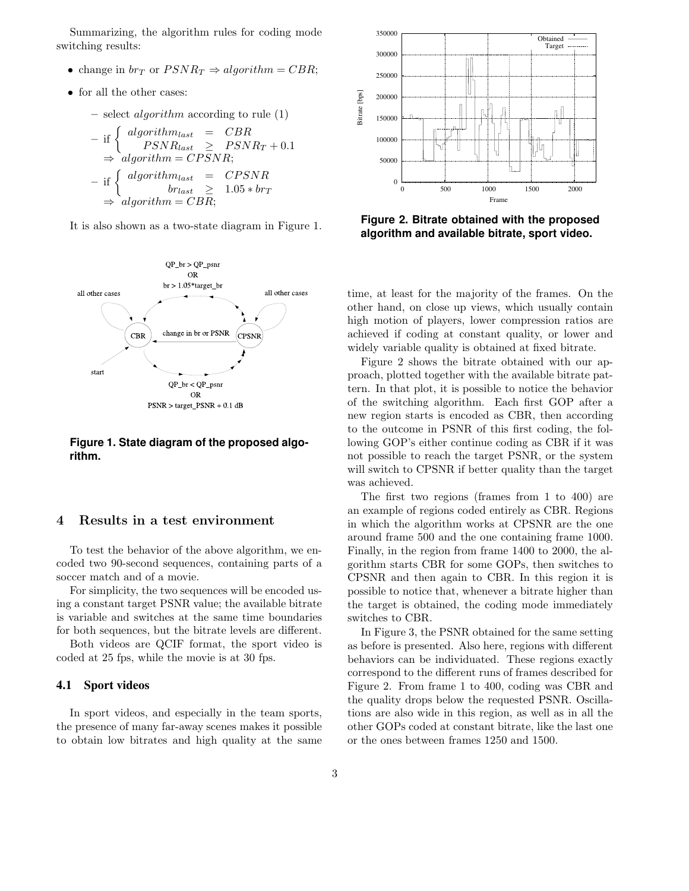Summarizing, the algorithm rules for coding mode switching results:

- change in $br_T$ or $PSNR_T \Rightarrow algorithm = CBR$;
- for all the other cases:
  - select $algorithm$ according to rule (1)
  - if $\left\{ \begin{array}{rcl} algorithm_{last} & = & CBR \\ PSNR_{last} & \geq & PSNR_T + 0.1 \end{array} \right.$ $\Rightarrow algorithm = CPSNR$;
  - if $\left\{ \begin{array}{rcl} algorithm_{last} & = & CPSNR \\ br_{last} & \geq & 1.05 * br_T \end{array} \right.$ $\Rightarrow algorithm = CBR$;

It is also shown as a two-state diagram in Figure 1.

QP_br > QP_psnr
OR
br > 1.05*target_br
all other cases
all other cases
CBR
change in br or PSNR
CPSNR
start
QP_br < QP_psnr
OR
PSNR > target_PSNR + 0.1 dB

**Figure 1. State diagram of the proposed algorithm.**

## 4 Results in a test environment

To test the behavior of the above algorithm, we encoded two 90-second sequences, containing parts of a soccer match and of a movie.

For simplicity, the two sequences will be encoded using a constant target PSNR value; the available bitrate is variable and switches at the same time boundaries for both sequences, but the bitrate levels are different.

Both videos are QCIF format, the sport video is coded at 25 fps, while the movie is at 30 fps.

### 4.1 Sport videos

In sport videos, and especially in the team sports, the presence of many far-away scenes makes it possible to obtain low bitrates and high quality at the same time, at least for the majority of the frames. On the other hand, on close up views, which usually contain high motion of players, lower compression ratios are achieved if coding at constant quality, or lower and widely variable quality is obtained at fixed bitrate.

350000
300000
250000
200000
150000
100000
50000
0
Bitrate [bps]
0
500
1000
1500
2000
Frame
Obtained
Target

**Figure 2. Bitrate obtained with the proposed algorithm and available bitrate, sport video.**

Figure 2 shows the bitrate obtained with our approach, plotted together with the available bitrate pattern. In that plot, it is possible to notice the behavior of the switching algorithm. Each first GOP after a new region starts is encoded as CBR, then according to the outcome in PSNR of this first coding, the following GOP's either continue coding as CBR if it was not possible to reach the target PSNR, or the system will switch to CPSNR if better quality than the target was achieved.

The first two regions (frames from 1 to 400) are an example of regions coded entirely as CBR. Regions in which the algorithm works at CPSNR are the one around frame 500 and the one containing frame 1000. Finally, in the region from frame 1400 to 2000, the algorithm starts CBR for some GOPs, then switches to CPSNR and then again to CBR. In this region it is possible to notice that, whenever a bitrate higher than the target is obtained, the coding mode immediately switches to CBR.

In Figure 3, the PSNR obtained for the same setting as before is presented. Also here, regions with different behaviors can be individuated. These regions exactly correspond to the different runs of frames described for Figure 2. From frame 1 to 400, coding was CBR and the quality drops below the requested PSNR. Oscillations are also wide in this region, as well as in all the other GOPs coded at constant bitrate, like the last one or the ones between frames 1250 and 1500.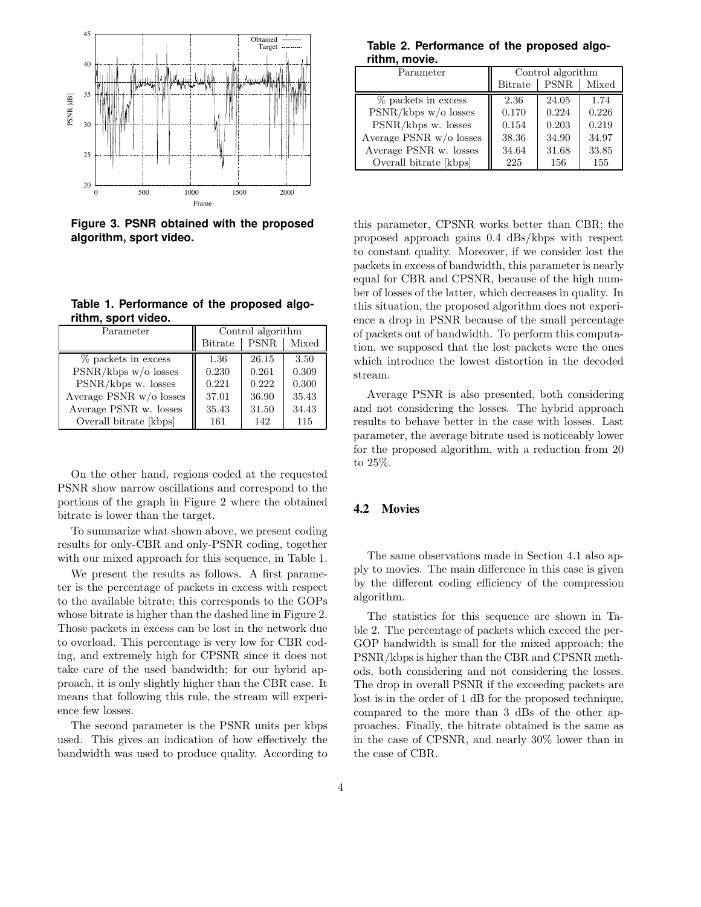Figure 3. PSNR obtained with the proposed algorithm, sport video.

**Table 1. Performance of the proposed algorithm, sport video.**

| Parameter | Control algorithm | | |
|---|---|---|---|
| | Bitrate | PSNR | Mixed |
| % packets in excess | 1.36 | 26.15 | 3.50 |
| PSNR/kbps w/o losses | 0.230 | 0.261 | 0.309 |
| PSNR/kbps w. losses | 0.221 | 0.222 | 0.300 |
| Average PSNR w/o losses | 37.01 | 36.90 | 35.43 |
| Average PSNR w. losses | 35.43 | 31.50 | 34.43 |
| Overall bitrate [kbps] | 161 | 142 | 115 |

On the other hand, regions coded at the requested PSNR show narrow oscillations and correspond to the portions of the graph in Figure 2 where the obtained bitrate is lower than the target.

To summarize what shown above, we present coding results for only-CBR and only-PSNR coding, together with our mixed approach for this sequence, in Table 1.

We present the results as follows. A first parameter is the percentage of packets in excess with respect to the available bitrate; this corresponds to the GOPs whose bitrate is higher than the dashed line in Figure 2. Those packets in excess can be lost in the network due to overload. This percentage is very low for CBR coding, and extremely high for CPSNR since it does not take care of the used bandwidth; for our hybrid approach, it is only slightly higher than the CBR case. It means that following this rule, the stream will experience few losses.

The second parameter is the PSNR units per kbps used. This gives an indication of how effectively the bandwidth was used to produce quality. According to this parameter, CPSNR works better than CBR; the proposed approach gains 0.4 dBs/kbps with respect to constant quality. Moreover, if we consider lost the packets in excess of bandwidth, this parameter is nearly equal for CBR and CPSNR, because of the high number of losses of the latter, which decreases in quality. In this situation, the proposed algorithm does not experience a drop in PSNR because of the small percentage of packets out of bandwidth. To perform this computation, we supposed that the lost packets were the ones which introduce the lowest distortion in the decoded stream.

Average PSNR is also presented, both considering and not considering the losses. The hybrid approach results to behave better in the case with losses. Last parameter, the average bitrate used is noticeably lower for the proposed algorithm, with a reduction from 20 to 25%.

**Table 2. Performance of the proposed algorithm, movie.**

| Parameter | Control algorithm | | |
|---|---|---|---|
| | Bitrate | PSNR | Mixed |
| % packets in excess | 2.36 | 24.05 | 1.74 |
| PSNR/kbps w/o losses | 0.170 | 0.224 | 0.226 |
| PSNR/kbps w. losses | 0.154 | 0.203 | 0.219 |
| Average PSNR w/o losses | 38.36 | 34.90 | 34.97 |
| Average PSNR w. losses | 34.64 | 31.68 | 33.85 |
| Overall bitrate [kbps] | 225 | 156 | 155 |

## 4.2 Movies

The same observations made in Section 4.1 also apply to movies. The main difference in this case is given by the different coding efficiency of the compression algorithm.

The statistics for this sequence are shown in Table 2. The percentage of packets which exceed the per-GOP bandwidth is small for the mixed approach; the PSNR/kbps is higher than the CBR and CPSNR methods, both considering and not considering the losses. The drop in overall PSNR if the exceeding packets are lost is in the order of 1 dB for the proposed technique, compared to the more than 3 dBs of the other approaches. Finally, the bitrate obtained is the same as in the case of CPSNR, and nearly 30% lower than in the case of CBR.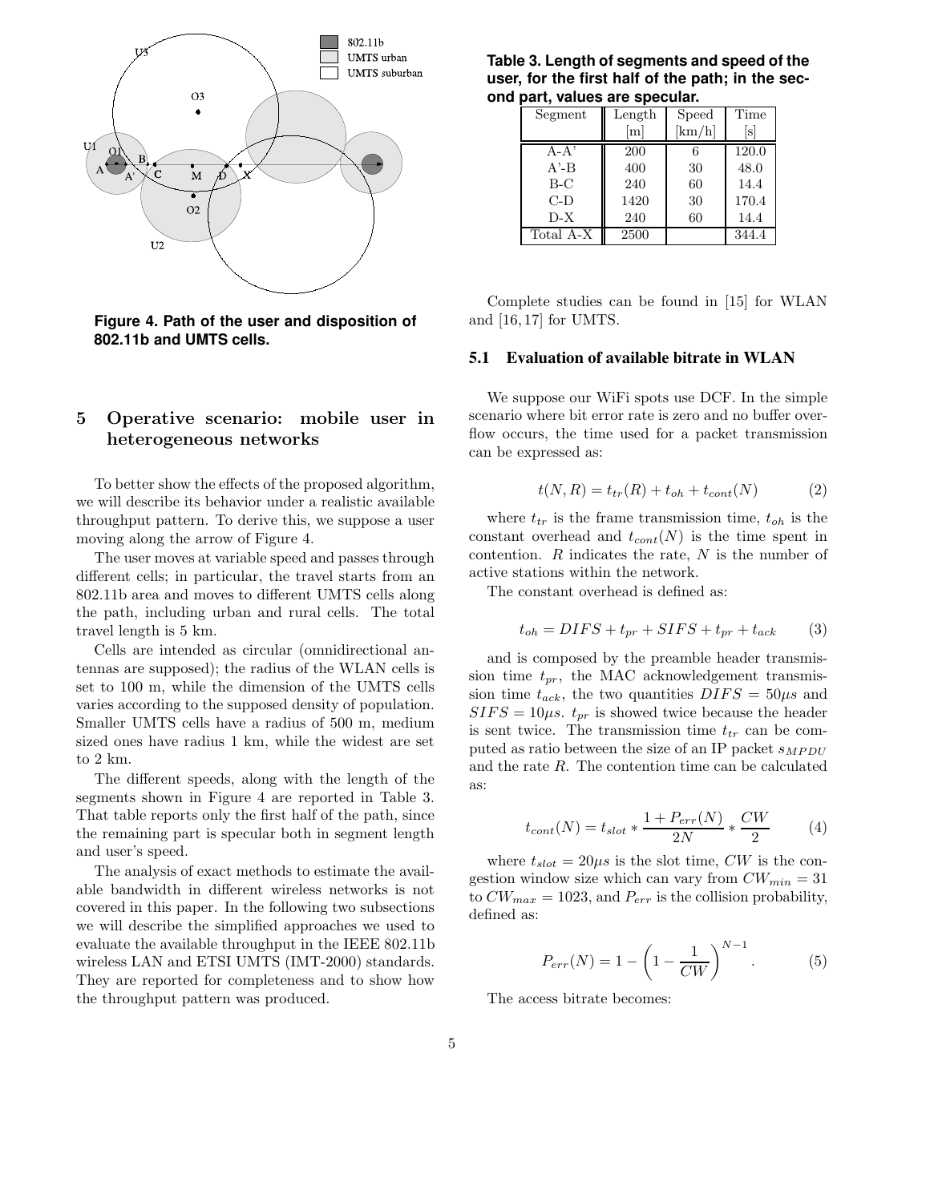802.11b

UMTS urban

UMTS suburban

U3

O3

U1

O1

A

A'

B

C

M

D

X

O2

U2

**Figure 4. Path of the user and disposition of 802.11b and UMTS cells.**

## 5 Operative scenario: mobile user in heterogeneous networks

To better show the effects of the proposed algorithm, we will describe its behavior under a realistic available throughput pattern. To derive this, we suppose a user moving along the arrow of Figure 4.

The user moves at variable speed and passes through different cells; in particular, the travel starts from an 802.11b area and moves to different UMTS cells along the path, including urban and rural cells. The total travel length is 5 km.

Cells are intended as circular (omnidirectional antennas are supposed); the radius of the WLAN cells is set to 100 m, while the dimension of the UMTS cells varies according to the supposed density of population. Smaller UMTS cells have a radius of 500 m, medium sized ones have radius 1 km, while the widest are set to 2 km.

The different speeds, along with the length of the segments shown in Figure 4 are reported in Table 3. That table reports only the first half of the path, since the remaining part is specular both in segment length and user's speed.

The analysis of exact methods to estimate the available bandwidth in different wireless networks is not covered in this paper. In the following two subsections we will describe the simplified approaches we used to evaluate the available throughput in the IEEE 802.11b wireless LAN and ETSI UMTS (IMT-2000) standards. They are reported for completeness and to show how the throughput pattern was produced.

**Table 3. Length of segments and speed of the user, for the first half of the path; in the second part, values are specular.**

| Segment | Length [m] | Speed [km/h] | Time [s] |
|---|---|---|---|
| A-A' | 200 | 6 | 120.0 |
| A'-B | 400 | 30 | 48.0 |
| B-C | 240 | 60 | 14.4 |
| C-D | 1420 | 30 | 170.4 |
| D-X | 240 | 60 | 14.4 |
| Total A-X | 2500 | | 344.4 |

Complete studies can be found in [15] for WLAN and [16, 17] for UMTS.

### 5.1 Evaluation of available bitrate in WLAN

We suppose our WiFi spots use DCF. In the simple scenario where bit error rate is zero and no buffer overflow occurs, the time used for a packet transmission can be expressed as:

$$t(N,R) = t_{tr}(R) + t_{oh} + t_{cont}(N) \tag{2}$$

where $t_{tr}$ is the frame transmission time, $t_{oh}$ is the constant overhead and $t_{cont}(N)$ is the time spent in contention. $R$ indicates the rate, $N$ is the number of active stations within the network.

The constant overhead is defined as:

$$t_{oh} = DIFS + t_{pr} + SIFS + t_{pr} + t_{ack} \tag{3}$$

and is composed by the preamble header transmission time $t_{pr}$, the MAC acknowledgement transmission time $t_{ack}$, the two quantities $DIFS = 50\mu s$ and $SIFS = 10\mu s$. $t_{pr}$ is showed twice because the header is sent twice. The transmission time $t_{tr}$ can be computed as ratio between the size of an IP packet $s_{MPDU}$ and the rate $R$. The contention time can be calculated as:

$$t_{cont}(N) = t_{slot} * \frac{1 + P_{err}(N)}{2N} * \frac{CW}{2} \tag{4}$$

where $t_{slot} = 20\mu s$ is the slot time, $CW$ is the congestion window size which can vary from $CW_{min} = 31$ to $CW_{max} = 1023$, and $P_{err}$ is the collision probability, defined as:

$$P_{err}(N) = 1 - \left(1 - \frac{1}{CW}\right)^{N-1}. \tag{5}$$

The access bitrate becomes: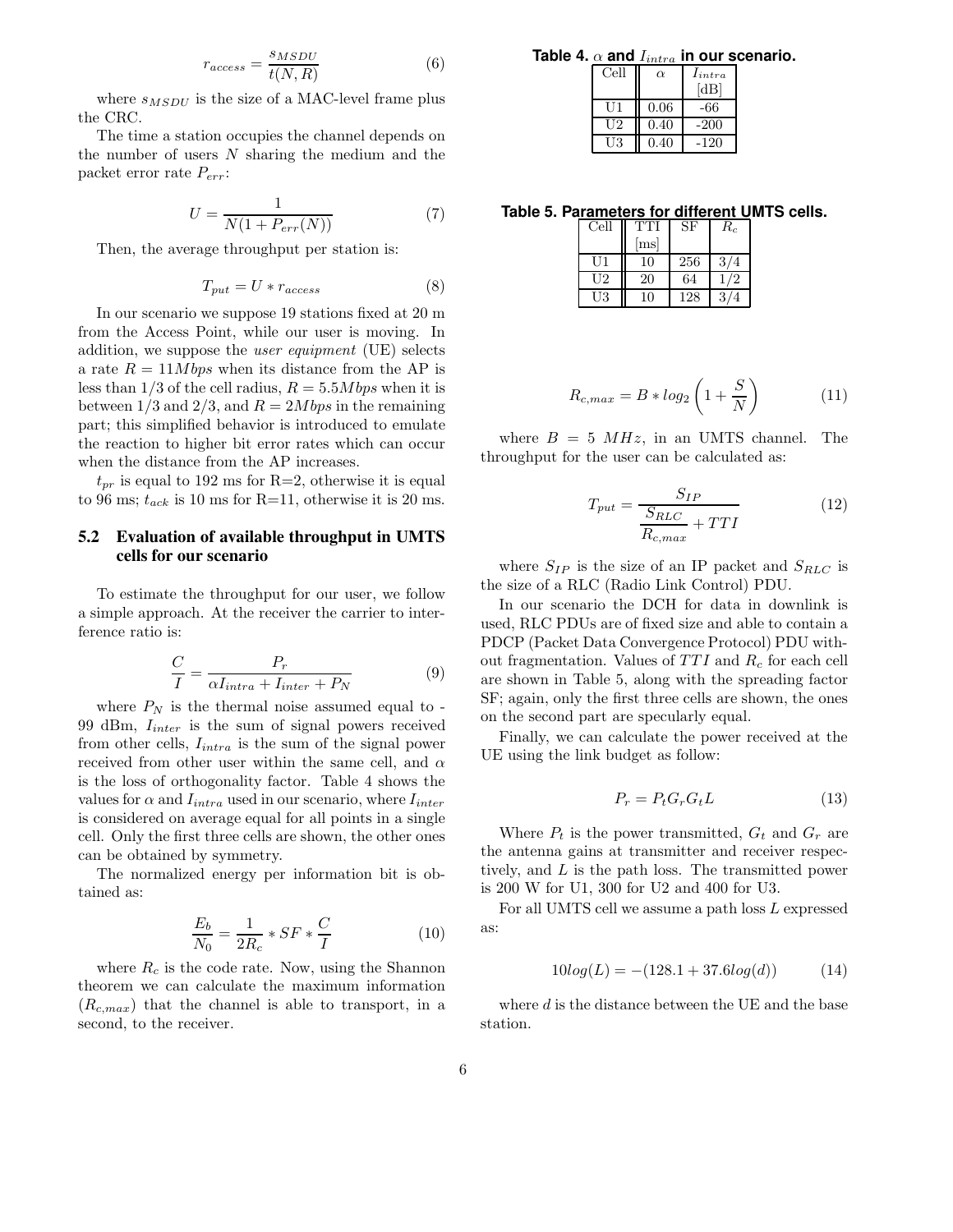$$r_{access} = \frac{s_{MSDU}}{t(N,R)} \tag{6}$$

where $s_{MSDU}$ is the size of a MAC-level frame plus the CRC.

The time a station occupies the channel depends on the number of users $N$ sharing the medium and the packet error rate $P_{err}$:

$$U = \frac{1}{N(1+P_{err}(N))} \tag{7}$$

Then, the average throughput per station is:

$$T_{put} = U * r_{access} \tag{8}$$

In our scenario we suppose 19 stations fixed at 20 m from the Access Point, while our user is moving. In addition, we suppose the *user equipment* (UE) selects a rate $R = 11Mbps$ when its distance from the AP is less than 1/3 of the cell radius, $R = 5.5Mbps$ when it is between 1/3 and 2/3, and $R = 2Mbps$ in the remaining part; this simplified behavior is introduced to emulate the reaction to higher bit error rates which can occur when the distance from the AP increases.

$t_{pr}$ is equal to 192 ms for R=2, otherwise it is equal to 96 ms; $t_{ack}$ is 10 ms for R=11, otherwise it is 20 ms.

## 5.2 Evaluation of available throughput in UMTS cells for our scenario

To estimate the throughput for our user, we follow a simple approach. At the receiver the carrier to interference ratio is:

$$\frac{C}{I} = \frac{P_r}{\alpha I_{intra} + I_{inter} + P_N} \tag{9}$$

where $P_N$ is the thermal noise assumed equal to -99 dBm, $I_{inter}$ is the sum of signal powers received from other cells, $I_{intra}$ is the sum of the signal power received from other user within the same cell, and $\alpha$ is the loss of orthogonality factor. Table 4 shows the values for $\alpha$ and $I_{intra}$ used in our scenario, where $I_{inter}$ is considered on average equal for all points in a single cell. Only the first three cells are shown, the other ones can be obtained by symmetry.

The normalized energy per information bit is obtained as:

$$\frac{E_b}{N_0} = \frac{1}{2R_c} * SF * \frac{C}{I} \tag{10}$$

where $R_c$ is the code rate. Now, using the Shannon theorem we can calculate the maximum information ($R_{c,max}$) that the channel is able to transport, in a second, to the receiver.

**Table 4.** $\alpha$ **and** $I_{intra}$ **in our scenario.**

| Cell | $\alpha$ | $I_{intra}$ [dB] |
|---|---|---|
| U1 | 0.06 | -66 |
| U2 | 0.40 | -200 |
| U3 | 0.40 | -120 |

**Table 5. Parameters for different UMTS cells.**

| Cell | TTI [ms] | SF | $R_c$ |
|---|---|---|---|
| U1 | 10 | 256 | 3/4 |
| U2 | 20 | 64 | 1/2 |
| U3 | 10 | 128 | 3/4 |

$$R_{c,max} = B * log_2\left(1 + \frac{S}{N}\right) \tag{11}$$

where $B = 5\ MHz$, in an UMTS channel. The throughput for the user can be calculated as:

$$T_{put} = \frac{S_{IP}}{\frac{S_{RLC}}{R_{c,max}} + TTI} \tag{12}$$

where $S_{IP}$ is the size of an IP packet and $S_{RLC}$ is the size of a RLC (Radio Link Control) PDU.

In our scenario the DCH for data in downlink is used, RLC PDUs are of fixed size and able to contain a PDCP (Packet Data Convergence Protocol) PDU without fragmentation. Values of $TTI$ and $R_c$ for each cell are shown in Table 5, along with the spreading factor SF; again, only the first three cells are shown, the ones on the second part are specularly equal.

Finally, we can calculate the power received at the UE using the link budget as follow:

$$P_r = P_t G_r G_t L \tag{13}$$

Where $P_t$ is the power transmitted, $G_t$ and $G_r$ are the antenna gains at transmitter and receiver respectively, and $L$ is the path loss. The transmitted power is 200 W for U1, 300 for U2 and 400 for U3.

For all UMTS cell we assume a path loss $L$ expressed as:

$$10log(L) = -(128.1 + 37.6log(d)) \tag{14}$$

where $d$ is the distance between the UE and the base station.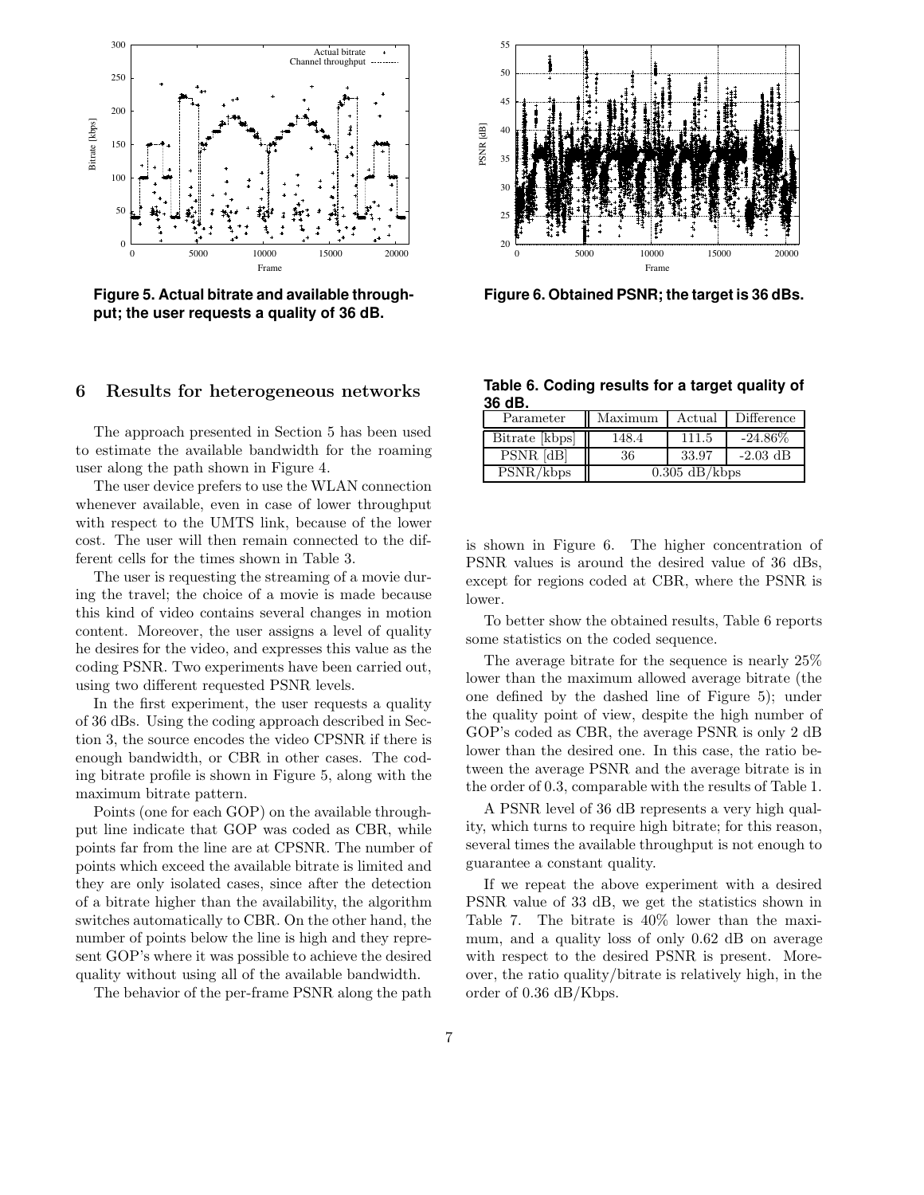Figure 5. Actual bitrate and available throughput; the user requests a quality of 36 dB.

Figure 6. Obtained PSNR; the target is 36 dBs.

## 6 Results for heterogeneous networks

The approach presented in Section 5 has been used to estimate the available bandwidth for the roaming user along the path shown in Figure 4.

The user device prefers to use the WLAN connection whenever available, even in case of lower throughput with respect to the UMTS link, because of the lower cost. The user will then remain connected to the different cells for the times shown in Table 3.

The user is requesting the streaming of a movie during the travel; the choice of a movie is made because this kind of video contains several changes in motion content. Moreover, the user assigns a level of quality he desires for the video, and expresses this value as the coding PSNR. Two experiments have been carried out, using two different requested PSNR levels.

In the first experiment, the user requests a quality of 36 dBs. Using the coding approach described in Section 3, the source encodes the video CPSNR if there is enough bandwidth, or CBR in other cases. The coding bitrate profile is shown in Figure 5, along with the maximum bitrate pattern.

Points (one for each GOP) on the available throughput line indicate that GOP was coded as CBR, while points far from the line are at CPSNR. The number of points which exceed the available bitrate is limited and they are only isolated cases, since after the detection of a bitrate higher than the availability, the algorithm switches automatically to CBR. On the other hand, the number of points below the line is high and they represent GOP's where it was possible to achieve the desired quality without using all of the available bandwidth.

The behavior of the per-frame PSNR along the path is shown in Figure 6. The higher concentration of PSNR values is around the desired value of 36 dBs, except for regions coded at CBR, where the PSNR is lower.

To better show the obtained results, Table 6 reports some statistics on the coded sequence.

**Table 6. Coding results for a target quality of 36 dB.**

| Parameter | Maximum | Actual | Difference |
|---|---|---|---|
| Bitrate [kbps] | 148.4 | 111.5 | -24.86% |
| PSNR [dB] | 36 | 33.97 | -2.03 dB |
| PSNR/kbps | 0.305 dB/kbps | | |

The average bitrate for the sequence is nearly 25% lower than the maximum allowed average bitrate (the one defined by the dashed line of Figure 5); under the quality point of view, despite the high number of GOP's coded as CBR, the average PSNR is only 2 dB lower than the desired one. In this case, the ratio between the average PSNR and the average bitrate is in the order of 0.3, comparable with the results of Table 1.

A PSNR level of 36 dB represents a very high quality, which turns to require high bitrate; for this reason, several times the available throughput is not enough to guarantee a constant quality.

If we repeat the above experiment with a desired PSNR value of 33 dB, we get the statistics shown in Table 7. The bitrate is 40% lower than the maximum, and a quality loss of only 0.62 dB on average with respect to the desired PSNR is present. Moreover, the ratio quality/bitrate is relatively high, in the order of 0.36 dB/Kbps.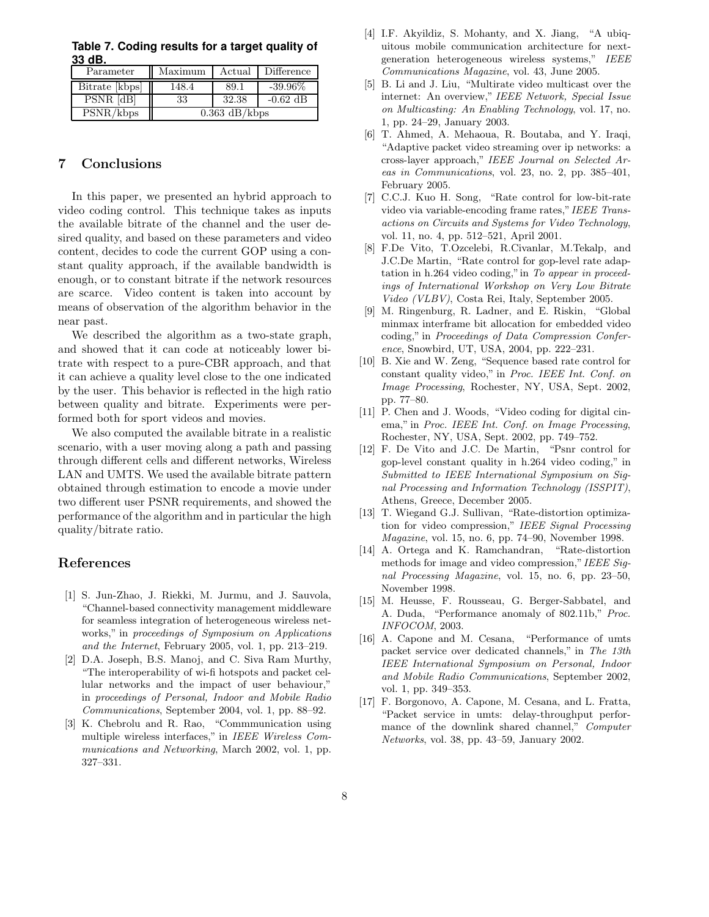**Table 7. Coding results for a target quality of 33 dB.**

| Parameter | Maximum | Actual | Difference |
|---|---|---|---|
| Bitrate [kbps] | 148.4 | 89.1 | -39.96% |
| PSNR [dB] | 33 | 32.38 | -0.62 dB |
| PSNR/kbps | 0.363 dB/kbps | | |

## 7 Conclusions

In this paper, we presented an hybrid approach to video coding control. This technique takes as inputs the available bitrate of the channel and the user desired quality, and based on these parameters and video content, decides to code the current GOP using a constant quality approach, if the available bandwidth is enough, or to constant bitrate if the network resources are scarce. Video content is taken into account by means of observation of the algorithm behavior in the near past.

We described the algorithm as a two-state graph, and showed that it can code at noticeably lower bitrate with respect to a pure-CBR approach, and that it can achieve a quality level close to the one indicated by the user. This behavior is reflected in the high ratio between quality and bitrate. Experiments were performed both for sport videos and movies.

We also computed the available bitrate in a realistic scenario, with a user moving along a path and passing through different cells and different networks, Wireless LAN and UMTS. We used the available bitrate pattern obtained through estimation to encode a movie under two different user PSNR requirements, and showed the performance of the algorithm and in particular the high quality/bitrate ratio.

## References

[1] S. Jun-Zhao, J. Riekki, M. Jurmu, and J. Sauvola, "Channel-based connectivity management middleware for seamless integration of heterogeneous wireless networks," in *proceedings of Symposium on Applications and the Internet*, February 2005, vol. 1, pp. 213–219.

[2] D.A. Joseph, B.S. Manoj, and C. Siva Ram Murthy, "The interoperability of wi-fi hotspots and packet cellular networks and the impact of user behaviour," in *proceedings of Personal, Indoor and Mobile Radio Communications*, September 2004, vol. 1, pp. 88–92.

[3] K. Chebrolu and R. Rao, "Commmunication using multiple wireless interfaces," in *IEEE Wireless Communications and Networking*, March 2002, vol. 1, pp. 327–331.

[4] I.F. Akyildiz, S. Mohanty, and X. Jiang, "A ubiquitous mobile communication architecture for next-generation heterogeneous wireless systems," *IEEE Communications Magazine*, vol. 43, June 2005.

[5] B. Li and J. Liu, "Multirate video multicast over the internet: An overview," *IEEE Network, Special Issue on Multicasting: An Enabling Technology*, vol. 17, no. 1, pp. 24–29, January 2003.

[6] T. Ahmed, A. Mehaoua, R. Boutaba, and Y. Iraqi, "Adaptive packet video streaming over ip networks: a cross-layer approach," *IEEE Journal on Selected Areas in Communications*, vol. 23, no. 2, pp. 385–401, February 2005.

[7] C.C.J. Kuo H. Song, "Rate control for low-bit-rate video via variable-encoding frame rates," *IEEE Transactions on Circuits and Systems for Video Technology*, vol. 11, no. 4, pp. 512–521, April 2001.

[8] F.De Vito, T.Ozcelebi, R.Civanlar, M.Tekalp, and J.C.De Martin, "Rate control for gop-level rate adaptation in h.264 video coding," in *To appear in proceedings of International Workshop on Very Low Bitrate Video (VLBV)*, Costa Rei, Italy, September 2005.

[9] M. Ringenburg, R. Ladner, and E. Riskin, "Global minmax interframe bit allocation for embedded video coding," in *Proceedings of Data Compression Conference*, Snowbird, UT, USA, 2004, pp. 222–231.

[10] B. Xie and W. Zeng, "Sequence based rate control for constant quality video," in *Proc. IEEE Int. Conf. on Image Processing*, Rochester, NY, USA, Sept. 2002, pp. 77–80.

[11] P. Chen and J. Woods, "Video coding for digital cinema," in *Proc. IEEE Int. Conf. on Image Processing*, Rochester, NY, USA, Sept. 2002, pp. 749–752.

[12] F. De Vito and J.C. De Martin, "Psnr control for gop-level constant quality in h.264 video coding," in *Submitted to IEEE International Symposium on Signal Processing and Information Technology (ISSPIT)*, Athens, Greece, December 2005.

[13] T. Wiegand G.J. Sullivan, "Rate-distortion optimization for video compression," *IEEE Signal Processing Magazine*, vol. 15, no. 6, pp. 74–90, November 1998.

[14] A. Ortega and K. Ramchandran, "Rate-distortion methods for image and video compression," *IEEE Signal Processing Magazine*, vol. 15, no. 6, pp. 23–50, November 1998.

[15] M. Heusse, F. Rousseau, G. Berger-Sabbatel, and A. Duda, "Performance anomaly of 802.11b," *Proc. INFOCOM*, 2003.

[16] A. Capone and M. Cesana, "Performance of umts packet service over dedicated channels," in *The 13th IEEE International Symposium on Personal, Indoor and Mobile Radio Communications*, September 2002, vol. 1, pp. 349–353.

[17] F. Borgonovo, A. Capone, M. Cesana, and L. Fratta, "Packet service in umts: delay-throughput performance of the downlink shared channel," *Computer Networks*, vol. 38, pp. 43–59, January 2002.